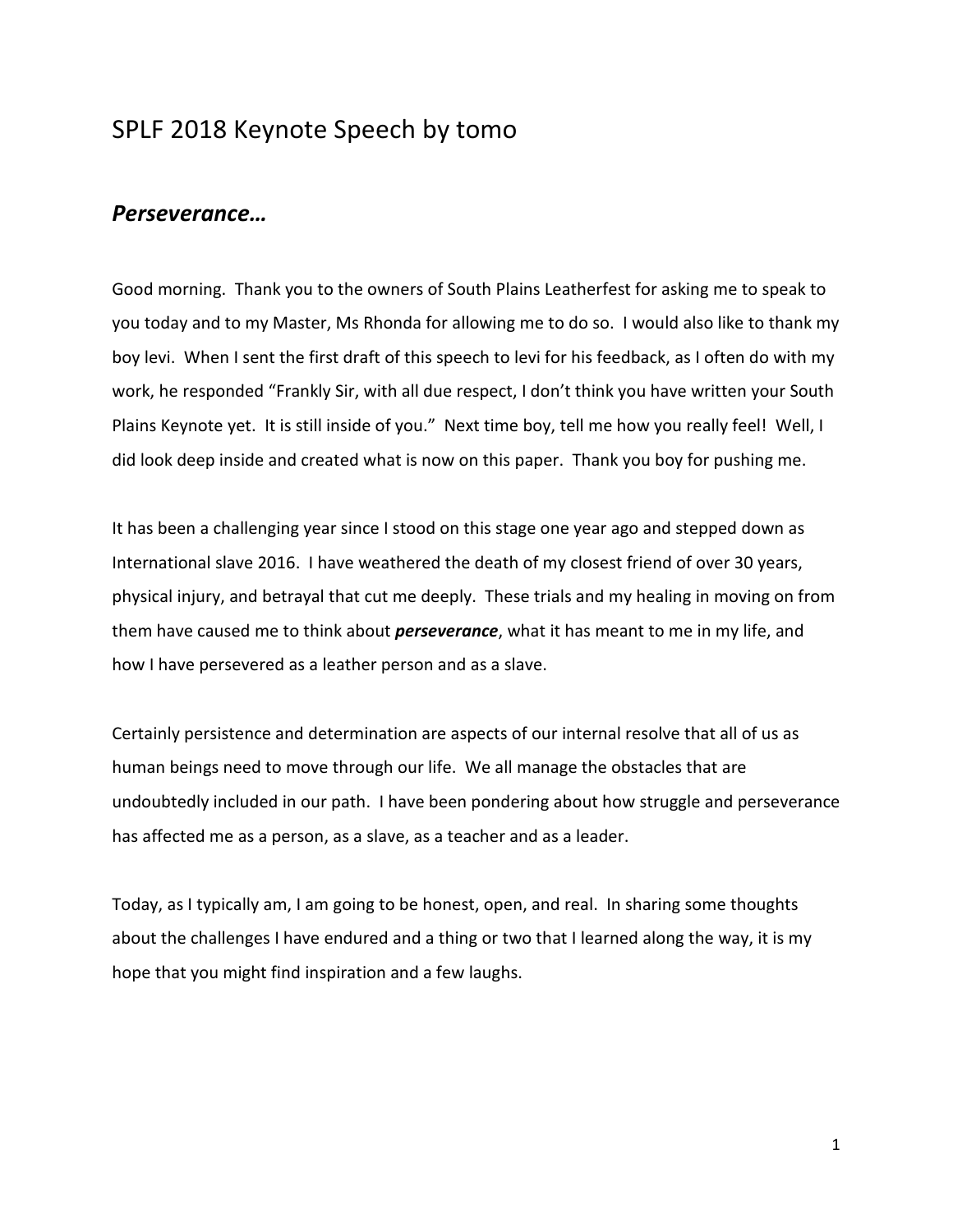# SPLF 2018 Keynote Speech by tomo

## ***Perseverance…***

Good morning. Thank you to the owners of South Plains Leatherfest for asking me to speak to you today and to my Master, Ms Rhonda for allowing me to do so. I would also like to thank my boy levi. When I sent the first draft of this speech to levi for his feedback, as I often do with my work, he responded "Frankly Sir, with all due respect, I don't think you have written your South Plains Keynote yet. It is still inside of you." Next time boy, tell me how you really feel! Well, I did look deep inside and created what is now on this paper. Thank you boy for pushing me.

It has been a challenging year since I stood on this stage one year ago and stepped down as International slave 2016. I have weathered the death of my closest friend of over 30 years, physical injury, and betrayal that cut me deeply. These trials and my healing in moving on from them have caused me to think about ***perseverance***, what it has meant to me in my life, and how I have persevered as a leather person and as a slave.

Certainly persistence and determination are aspects of our internal resolve that all of us as human beings need to move through our life. We all manage the obstacles that are undoubtedly included in our path. I have been pondering about how struggle and perseverance has affected me as a person, as a slave, as a teacher and as a leader.

Today, as I typically am, I am going to be honest, open, and real. In sharing some thoughts about the challenges I have endured and a thing or two that I learned along the way, it is my hope that you might find inspiration and a few laughs.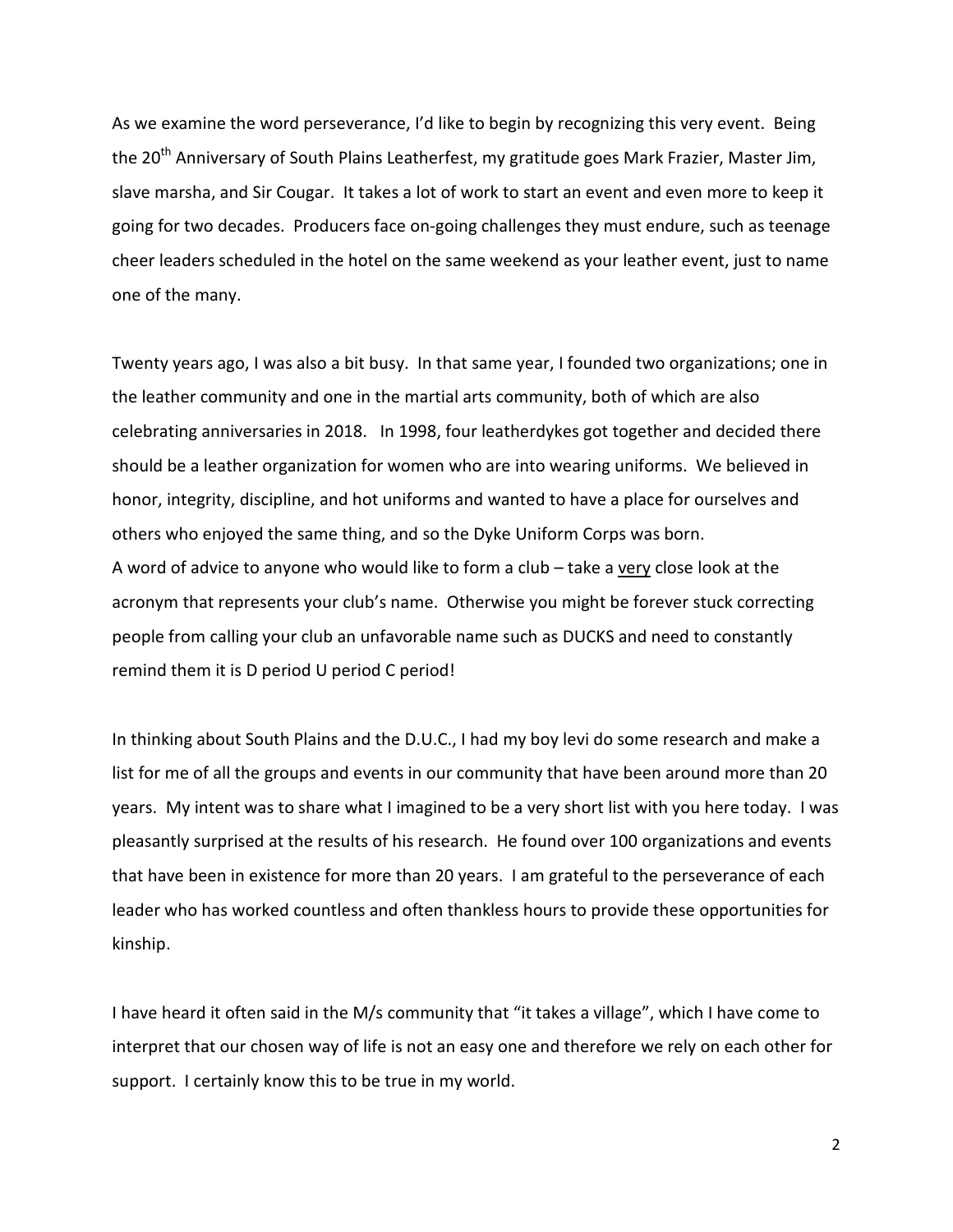As we examine the word perseverance, I'd like to begin by recognizing this very event. Being the 20th Anniversary of South Plains Leatherfest, my gratitude goes Mark Frazier, Master Jim, slave marsha, and Sir Cougar. It takes a lot of work to start an event and even more to keep it going for two decades. Producers face on-going challenges they must endure, such as teenage cheer leaders scheduled in the hotel on the same weekend as your leather event, just to name one of the many.

Twenty years ago, I was also a bit busy. In that same year, I founded two organizations; one in the leather community and one in the martial arts community, both of which are also celebrating anniversaries in 2018. In 1998, four leatherdykes got together and decided there should be a leather organization for women who are into wearing uniforms. We believed in honor, integrity, discipline, and hot uniforms and wanted to have a place for ourselves and others who enjoyed the same thing, and so the Dyke Uniform Corps was born.
A word of advice to anyone who would like to form a club – take a <u>very</u> close look at the acronym that represents your club's name. Otherwise you might be forever stuck correcting people from calling your club an unfavorable name such as DUCKS and need to constantly remind them it is D period U period C period!

In thinking about South Plains and the D.U.C., I had my boy levi do some research and make a list for me of all the groups and events in our community that have been around more than 20 years. My intent was to share what I imagined to be a very short list with you here today. I was pleasantly surprised at the results of his research. He found over 100 organizations and events that have been in existence for more than 20 years. I am grateful to the perseverance of each leader who has worked countless and often thankless hours to provide these opportunities for kinship.

I have heard it often said in the M/s community that "it takes a village", which I have come to interpret that our chosen way of life is not an easy one and therefore we rely on each other for support. I certainly know this to be true in my world.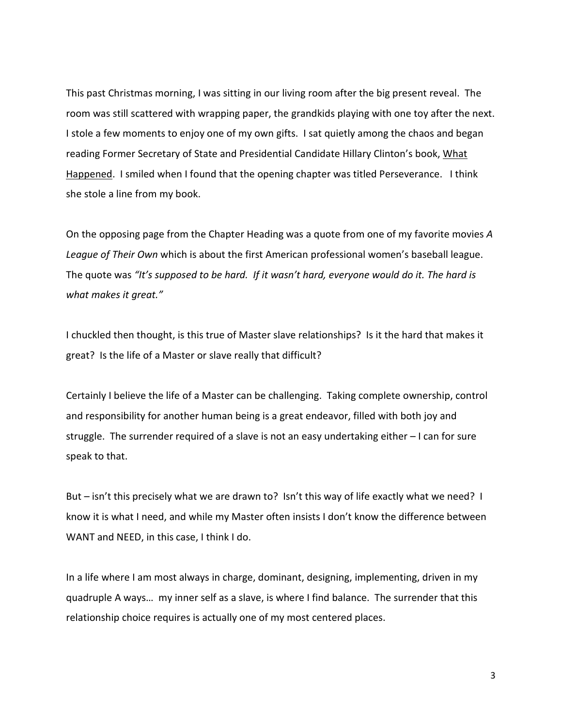This past Christmas morning, I was sitting in our living room after the big present reveal. The room was still scattered with wrapping paper, the grandkids playing with one toy after the next. I stole a few moments to enjoy one of my own gifts. I sat quietly among the chaos and began reading Former Secretary of State and Presidential Candidate Hillary Clinton's book, <u>What Happened</u>. I smiled when I found that the opening chapter was titled Perseverance. I think she stole a line from my book.

On the opposing page from the Chapter Heading was a quote from one of my favorite movies *A League of Their Own* which is about the first American professional women's baseball league. The quote was *"It's supposed to be hard. If it wasn't hard, everyone would do it. The hard is what makes it great."*

I chuckled then thought, is this true of Master slave relationships? Is it the hard that makes it great? Is the life of a Master or slave really that difficult?

Certainly I believe the life of a Master can be challenging. Taking complete ownership, control and responsibility for another human being is a great endeavor, filled with both joy and struggle. The surrender required of a slave is not an easy undertaking either – I can for sure speak to that.

But – isn't this precisely what we are drawn to? Isn't this way of life exactly what we need? I know it is what I need, and while my Master often insists I don't know the difference between WANT and NEED, in this case, I think I do.

In a life where I am most always in charge, dominant, designing, implementing, driven in my quadruple A ways… my inner self as a slave, is where I find balance. The surrender that this relationship choice requires is actually one of my most centered places.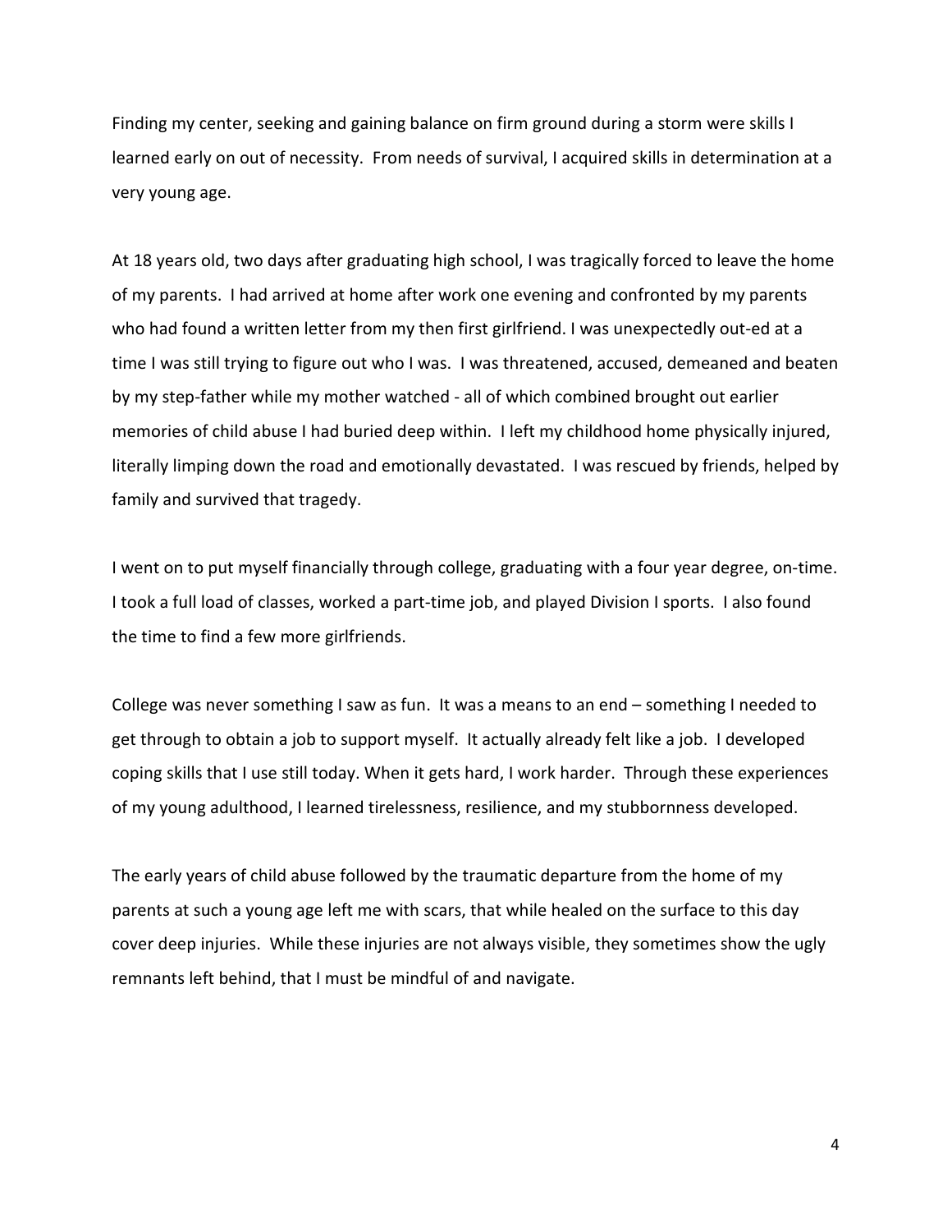Finding my center, seeking and gaining balance on firm ground during a storm were skills I learned early on out of necessity. From needs of survival, I acquired skills in determination at a very young age.

At 18 years old, two days after graduating high school, I was tragically forced to leave the home of my parents. I had arrived at home after work one evening and confronted by my parents who had found a written letter from my then first girlfriend. I was unexpectedly out-ed at a time I was still trying to figure out who I was. I was threatened, accused, demeaned and beaten by my step-father while my mother watched - all of which combined brought out earlier memories of child abuse I had buried deep within. I left my childhood home physically injured, literally limping down the road and emotionally devastated. I was rescued by friends, helped by family and survived that tragedy.

I went on to put myself financially through college, graduating with a four year degree, on-time. I took a full load of classes, worked a part-time job, and played Division I sports. I also found the time to find a few more girlfriends.

College was never something I saw as fun. It was a means to an end – something I needed to get through to obtain a job to support myself. It actually already felt like a job. I developed coping skills that I use still today. When it gets hard, I work harder. Through these experiences of my young adulthood, I learned tirelessness, resilience, and my stubbornness developed.

The early years of child abuse followed by the traumatic departure from the home of my parents at such a young age left me with scars, that while healed on the surface to this day cover deep injuries. While these injuries are not always visible, they sometimes show the ugly remnants left behind, that I must be mindful of and navigate.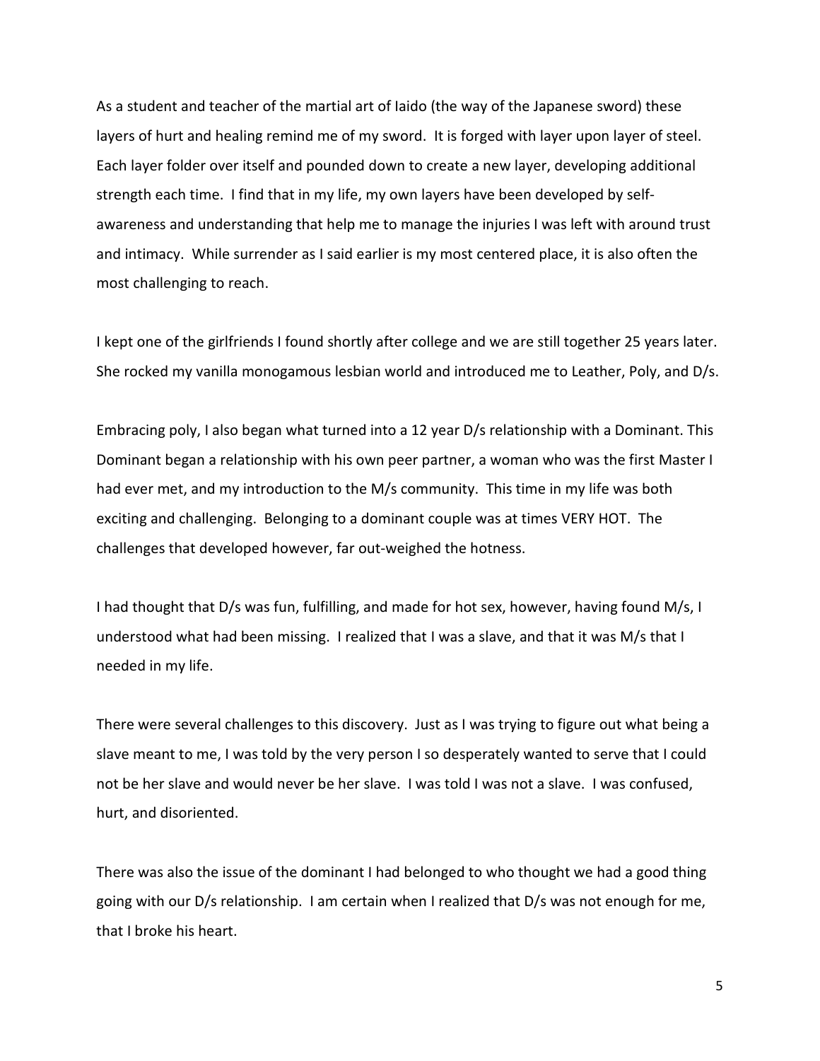As a student and teacher of the martial art of Iaido (the way of the Japanese sword) these layers of hurt and healing remind me of my sword. It is forged with layer upon layer of steel. Each layer folder over itself and pounded down to create a new layer, developing additional strength each time. I find that in my life, my own layers have been developed by self-awareness and understanding that help me to manage the injuries I was left with around trust and intimacy. While surrender as I said earlier is my most centered place, it is also often the most challenging to reach.

I kept one of the girlfriends I found shortly after college and we are still together 25 years later. She rocked my vanilla monogamous lesbian world and introduced me to Leather, Poly, and D/s.

Embracing poly, I also began what turned into a 12 year D/s relationship with a Dominant. This Dominant began a relationship with his own peer partner, a woman who was the first Master I had ever met, and my introduction to the M/s community. This time in my life was both exciting and challenging. Belonging to a dominant couple was at times VERY HOT. The challenges that developed however, far out-weighed the hotness.

I had thought that D/s was fun, fulfilling, and made for hot sex, however, having found M/s, I understood what had been missing. I realized that I was a slave, and that it was M/s that I needed in my life.

There were several challenges to this discovery. Just as I was trying to figure out what being a slave meant to me, I was told by the very person I so desperately wanted to serve that I could not be her slave and would never be her slave. I was told I was not a slave. I was confused, hurt, and disoriented.

There was also the issue of the dominant I had belonged to who thought we had a good thing going with our D/s relationship. I am certain when I realized that D/s was not enough for me, that I broke his heart.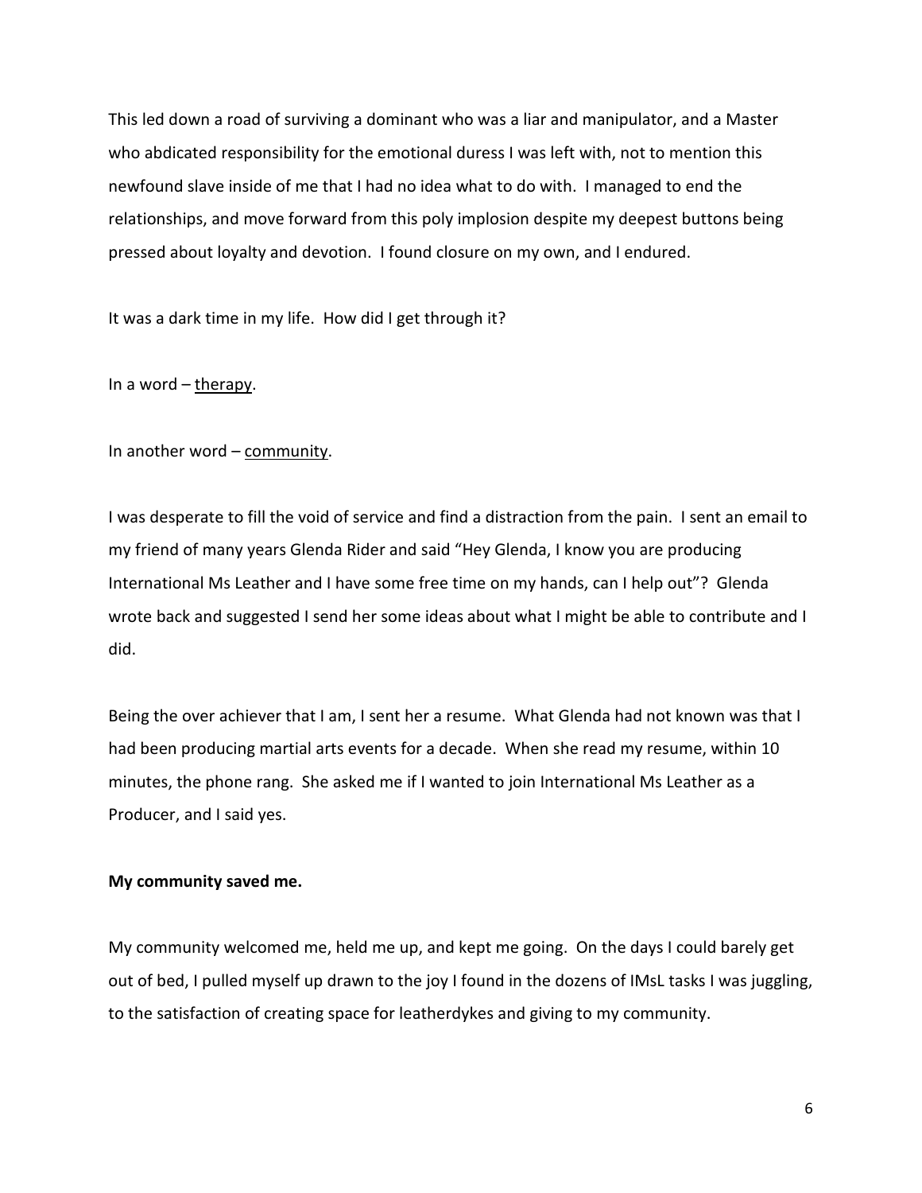This led down a road of surviving a dominant who was a liar and manipulator, and a Master who abdicated responsibility for the emotional duress I was left with, not to mention this newfound slave inside of me that I had no idea what to do with. I managed to end the relationships, and move forward from this poly implosion despite my deepest buttons being pressed about loyalty and devotion. I found closure on my own, and I endured.

It was a dark time in my life. How did I get through it?

In a word – <u>therapy</u>.

In another word – <u>community</u>.

I was desperate to fill the void of service and find a distraction from the pain. I sent an email to my friend of many years Glenda Rider and said "Hey Glenda, I know you are producing International Ms Leather and I have some free time on my hands, can I help out"? Glenda wrote back and suggested I send her some ideas about what I might be able to contribute and I did.

Being the over achiever that I am, I sent her a resume. What Glenda had not known was that I had been producing martial arts events for a decade. When she read my resume, within 10 minutes, the phone rang. She asked me if I wanted to join International Ms Leather as a Producer, and I said yes.

**My community saved me.**

My community welcomed me, held me up, and kept me going. On the days I could barely get out of bed, I pulled myself up drawn to the joy I found in the dozens of IMsL tasks I was juggling, to the satisfaction of creating space for leatherdykes and giving to my community.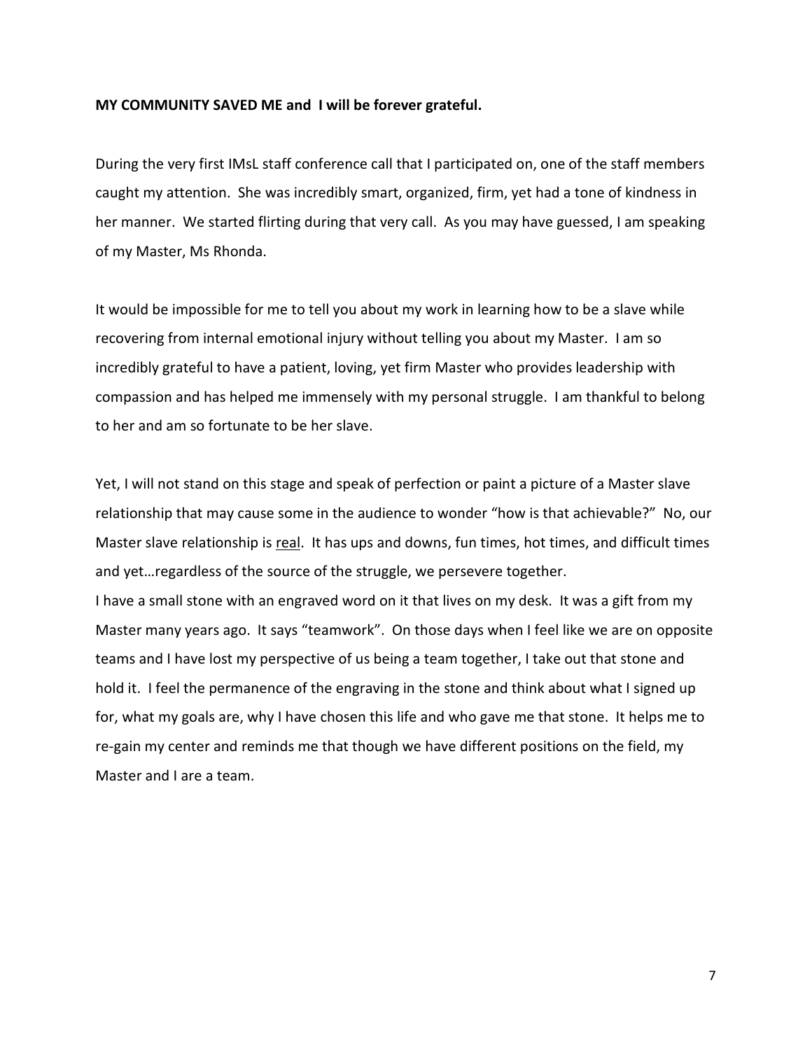**MY COMMUNITY SAVED ME and I will be forever grateful.**

During the very first IMsL staff conference call that I participated on, one of the staff members caught my attention. She was incredibly smart, organized, firm, yet had a tone of kindness in her manner. We started flirting during that very call. As you may have guessed, I am speaking of my Master, Ms Rhonda.

It would be impossible for me to tell you about my work in learning how to be a slave while recovering from internal emotional injury without telling you about my Master. I am so incredibly grateful to have a patient, loving, yet firm Master who provides leadership with compassion and has helped me immensely with my personal struggle. I am thankful to belong to her and am so fortunate to be her slave.

Yet, I will not stand on this stage and speak of perfection or paint a picture of a Master slave relationship that may cause some in the audience to wonder "how is that achievable?" No, our Master slave relationship is <u>real</u>. It has ups and downs, fun times, hot times, and difficult times and yet…regardless of the source of the struggle, we persevere together.

I have a small stone with an engraved word on it that lives on my desk. It was a gift from my Master many years ago. It says "teamwork". On those days when I feel like we are on opposite teams and I have lost my perspective of us being a team together, I take out that stone and hold it. I feel the permanence of the engraving in the stone and think about what I signed up for, what my goals are, why I have chosen this life and who gave me that stone. It helps me to re-gain my center and reminds me that though we have different positions on the field, my Master and I are a team.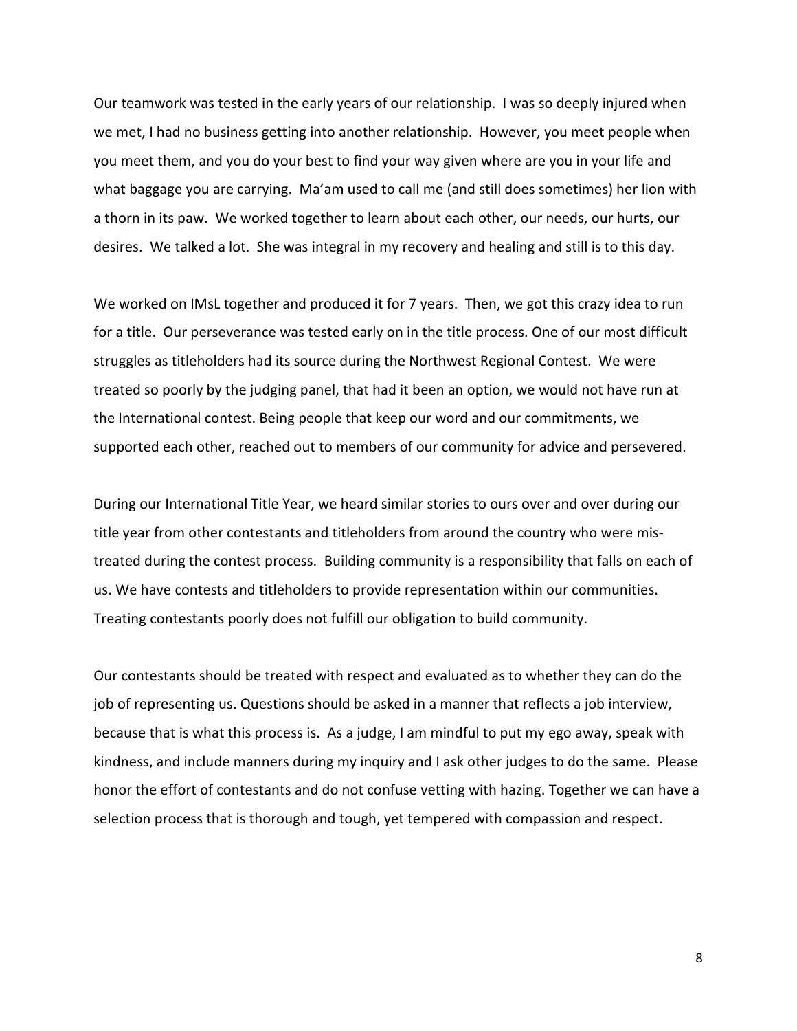Our teamwork was tested in the early years of our relationship. I was so deeply injured when we met, I had no business getting into another relationship. However, you meet people when you meet them, and you do your best to find your way given where are you in your life and what baggage you are carrying. Ma'am used to call me (and still does sometimes) her lion with a thorn in its paw. We worked together to learn about each other, our needs, our hurts, our desires. We talked a lot. She was integral in my recovery and healing and still is to this day.

We worked on IMsL together and produced it for 7 years. Then, we got this crazy idea to run for a title. Our perseverance was tested early on in the title process. One of our most difficult struggles as titleholders had its source during the Northwest Regional Contest. We were treated so poorly by the judging panel, that had it been an option, we would not have run at the International contest. Being people that keep our word and our commitments, we supported each other, reached out to members of our community for advice and persevered.

During our International Title Year, we heard similar stories to ours over and over during our title year from other contestants and titleholders from around the country who were mis-treated during the contest process. Building community is a responsibility that falls on each of us. We have contests and titleholders to provide representation within our communities. Treating contestants poorly does not fulfill our obligation to build community.

Our contestants should be treated with respect and evaluated as to whether they can do the job of representing us. Questions should be asked in a manner that reflects a job interview, because that is what this process is. As a judge, I am mindful to put my ego away, speak with kindness, and include manners during my inquiry and I ask other judges to do the same. Please honor the effort of contestants and do not confuse vetting with hazing. Together we can have a selection process that is thorough and tough, yet tempered with compassion and respect.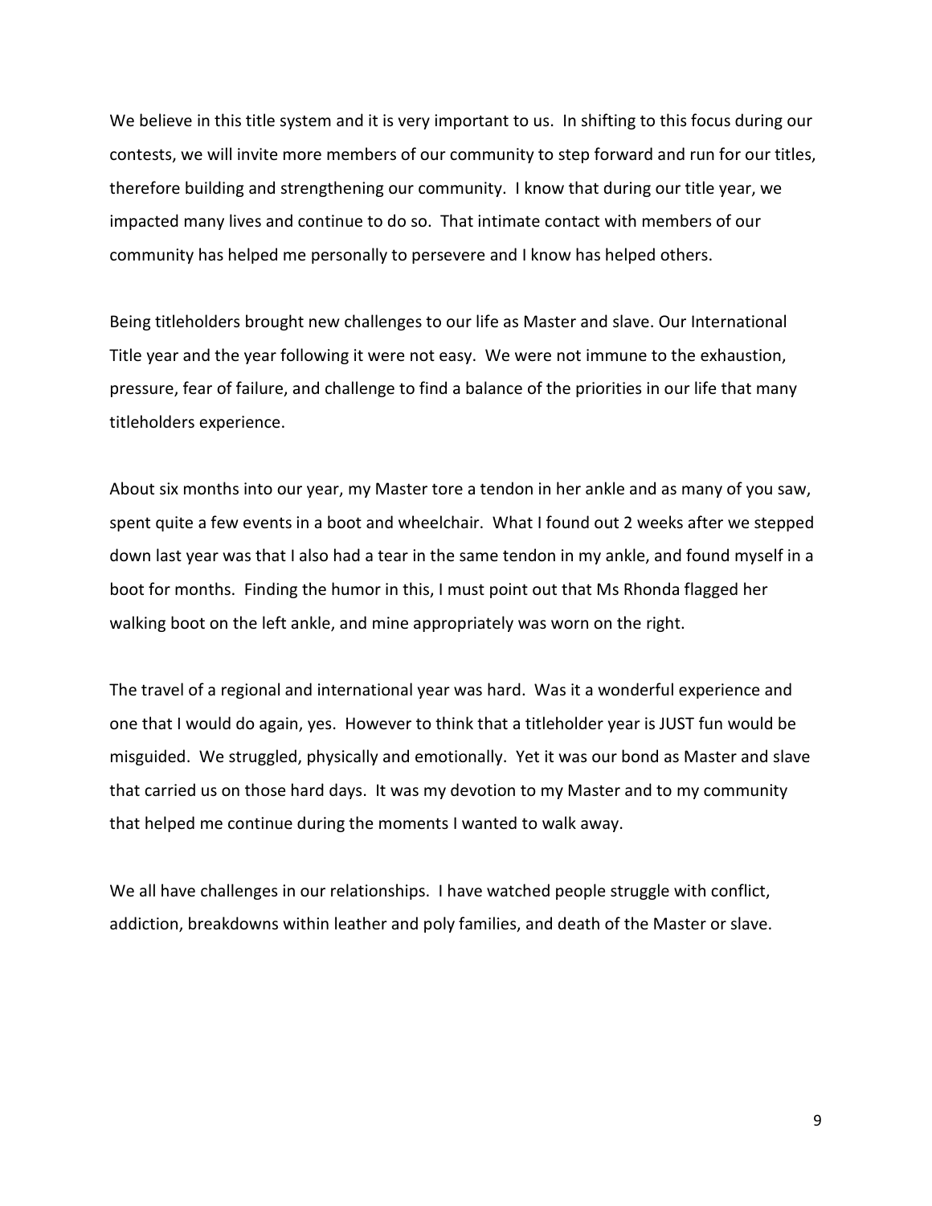We believe in this title system and it is very important to us. In shifting to this focus during our contests, we will invite more members of our community to step forward and run for our titles, therefore building and strengthening our community. I know that during our title year, we impacted many lives and continue to do so. That intimate contact with members of our community has helped me personally to persevere and I know has helped others.

Being titleholders brought new challenges to our life as Master and slave. Our International Title year and the year following it were not easy. We were not immune to the exhaustion, pressure, fear of failure, and challenge to find a balance of the priorities in our life that many titleholders experience.

About six months into our year, my Master tore a tendon in her ankle and as many of you saw, spent quite a few events in a boot and wheelchair. What I found out 2 weeks after we stepped down last year was that I also had a tear in the same tendon in my ankle, and found myself in a boot for months. Finding the humor in this, I must point out that Ms Rhonda flagged her walking boot on the left ankle, and mine appropriately was worn on the right.

The travel of a regional and international year was hard. Was it a wonderful experience and one that I would do again, yes. However to think that a titleholder year is JUST fun would be misguided. We struggled, physically and emotionally. Yet it was our bond as Master and slave that carried us on those hard days. It was my devotion to my Master and to my community that helped me continue during the moments I wanted to walk away.

We all have challenges in our relationships. I have watched people struggle with conflict, addiction, breakdowns within leather and poly families, and death of the Master or slave.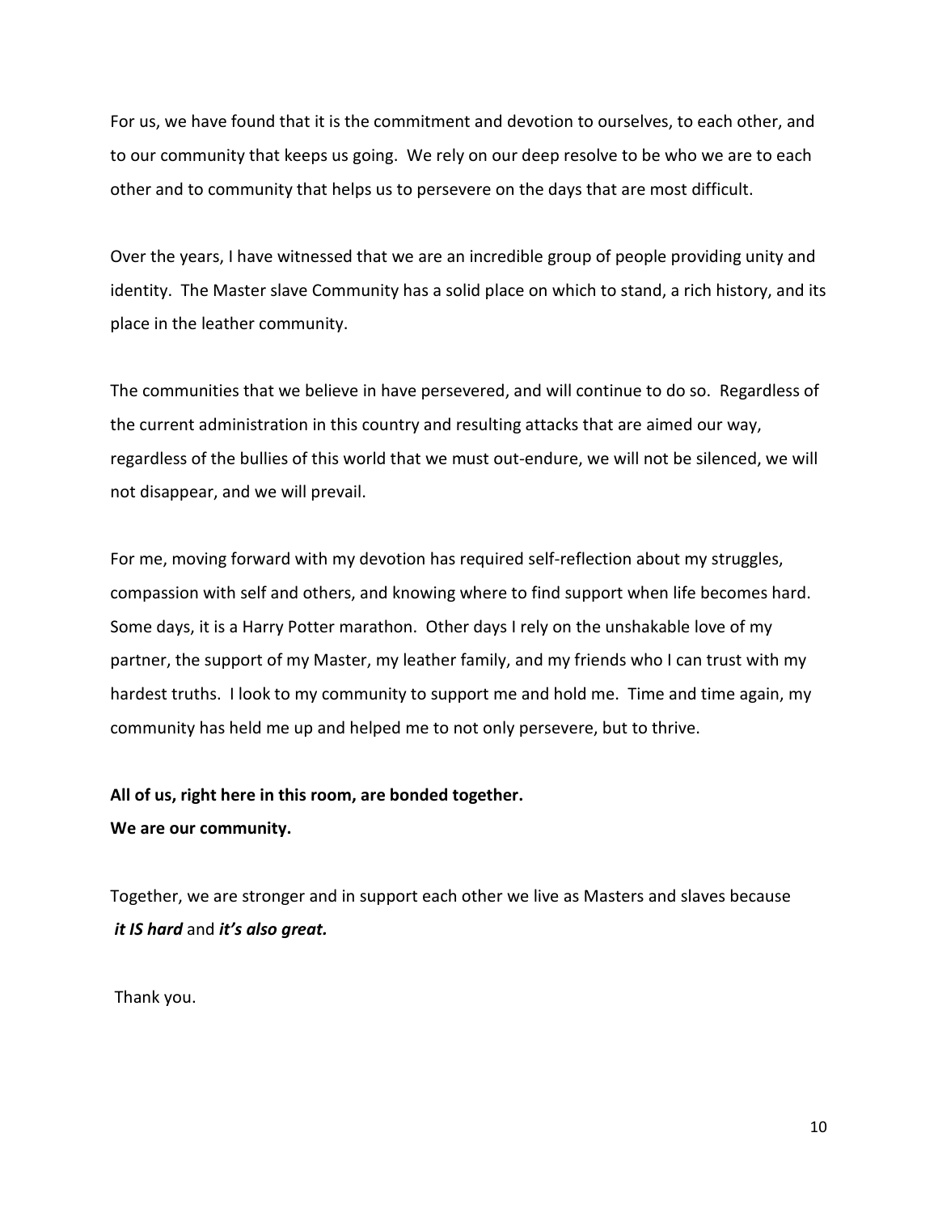For us, we have found that it is the commitment and devotion to ourselves, to each other, and to our community that keeps us going. We rely on our deep resolve to be who we are to each other and to community that helps us to persevere on the days that are most difficult.

Over the years, I have witnessed that we are an incredible group of people providing unity and identity. The Master slave Community has a solid place on which to stand, a rich history, and its place in the leather community.

The communities that we believe in have persevered, and will continue to do so. Regardless of the current administration in this country and resulting attacks that are aimed our way, regardless of the bullies of this world that we must out-endure, we will not be silenced, we will not disappear, and we will prevail.

For me, moving forward with my devotion has required self-reflection about my struggles, compassion with self and others, and knowing where to find support when life becomes hard. Some days, it is a Harry Potter marathon. Other days I rely on the unshakable love of my partner, the support of my Master, my leather family, and my friends who I can trust with my hardest truths. I look to my community to support me and hold me. Time and time again, my community has held me up and helped me to not only persevere, but to thrive.

**All of us, right here in this room, are bonded together.**
**We are our community.**

Together, we are stronger and in support each other we live as Masters and slaves because ***it IS hard*** and ***it's also great.***

Thank you.